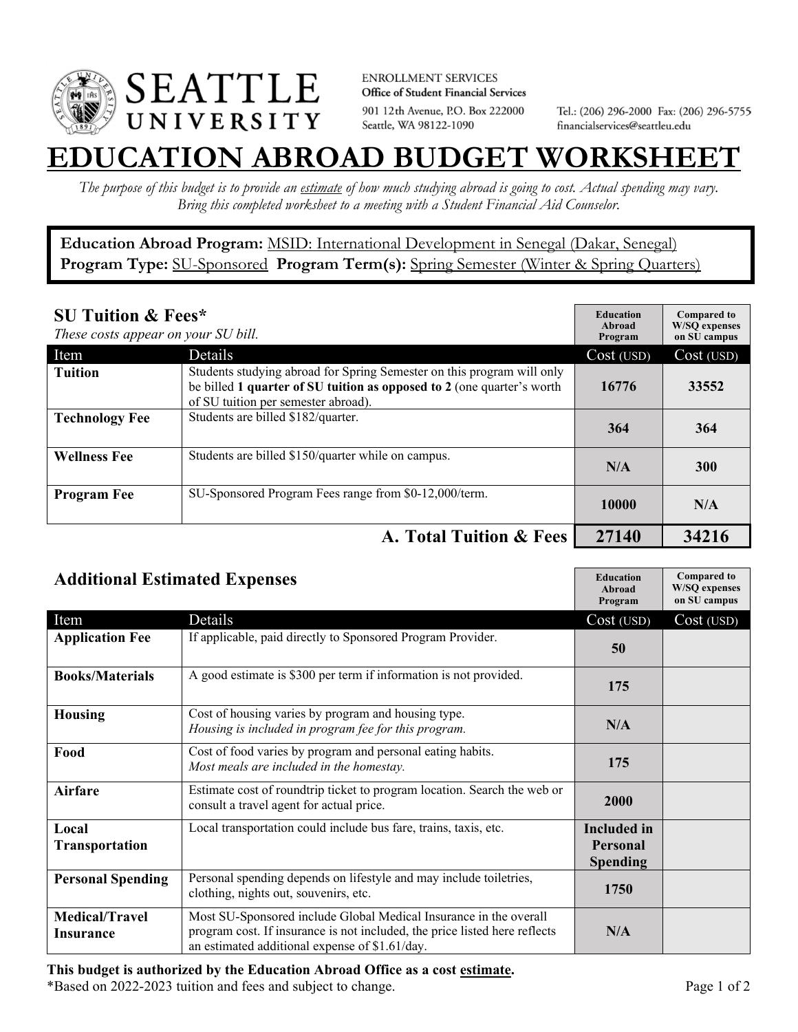SEATTLE UNIVERSITY

ENROLLMENT SERVICES
**Office of Student Financial Services**
901 12th Avenue, P.O. Box 222000
Seattle, WA 98122-1090

Tel.: (206) 296-2000 Fax: (206) 296-5755
financialservices@seattleu.edu

# EDUCATION ABROAD BUDGET WORKSHEET

*The purpose of this budget is to provide an estimate of how much studying abroad is going to cost. Actual spending may vary. Bring this completed worksheet to a meeting with a Student Financial Aid Counselor.*

**Education Abroad Program:** MSID: International Development in Senegal (Dakar, Senegal)
**Program Type:** SU-Sponsored **Program Term(s):** Spring Semester (Winter & Spring Quarters)

## SU Tuition & Fees*

*These costs appear on your SU bill.*

| Item | Details | Education Abroad Program Cost (USD) | Compared to W/SQ expenses on SU campus Cost (USD) |
|---|---|---|---|
| **Tuition** | Students studying abroad for Spring Semester on this program will only be billed **1 quarter of SU tuition as opposed to 2** (one quarter's worth of SU tuition per semester abroad). | 16776 | 33552 |
| **Technology Fee** | Students are billed $182/quarter. | 364 | 364 |
| **Wellness Fee** | Students are billed $150/quarter while on campus. | N/A | 300 |
| **Program Fee** | SU-Sponsored Program Fees range from $0-12,000/term. | 10000 | N/A |
| | **A. Total Tuition & Fees** | **27140** | **34216** |

## Additional Estimated Expenses

| Item | Details | Education Abroad Program Cost (USD) | Compared to W/SQ expenses on SU campus Cost (USD) |
|---|---|---|---|
| **Application Fee** | If applicable, paid directly to Sponsored Program Provider. | 50 | |
| **Books/Materials** | A good estimate is $300 per term if information is not provided. | 175 | |
| **Housing** | Cost of housing varies by program and housing type. *Housing is included in program fee for this program.* | N/A | |
| **Food** | Cost of food varies by program and personal eating habits. *Most meals are included in the homestay.* | 175 | |
| **Airfare** | Estimate cost of roundtrip ticket to program location. Search the web or consult a travel agent for actual price. | 2000 | |
| **Local Transportation** | Local transportation could include bus fare, trains, taxis, etc. | **Included in Personal Spending** | |
| **Personal Spending** | Personal spending depends on lifestyle and may include toiletries, clothing, nights out, souvenirs, etc. | 1750 | |
| **Medical/Travel Insurance** | Most SU-Sponsored include Global Medical Insurance in the overall program cost. If insurance is not included, the price listed here reflects an estimated additional expense of $1.61/day. | N/A | |

**This budget is authorized by the Education Abroad Office as a cost estimate.**
*Based on 2022-2023 tuition and fees and subject to change.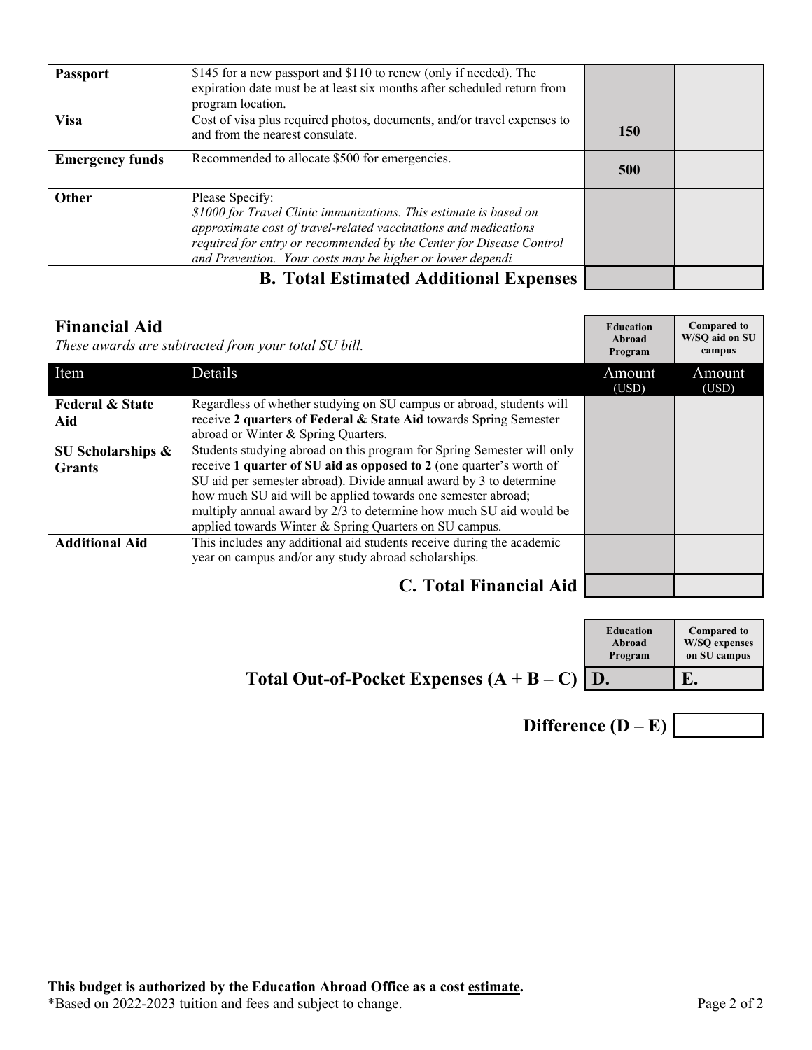| | | | |
|---|---|---|---|
| **Passport** | $145 for a new passport and $110 to renew (only if needed). The expiration date must be at least six months after scheduled return from program location. | | |
| **Visa** | Cost of visa plus required photos, documents, and/or travel expenses to and from the nearest consulate. | **150** | |
| **Emergency funds** | Recommended to allocate $500 for emergencies. | **500** | |
| **Other** | Please Specify: *$1000 for Travel Clinic immunizations. This estimate is based on approximate cost of travel-related vaccinations and medications required for entry or recommended by the Center for Disease Control and Prevention. Your costs may be higher or lower dependi* | | |
| | **B. Total Estimated Additional Expenses** | | |

## Financial Aid

*These awards are subtracted from your total SU bill.*

| | | **Education Abroad Program** | **Compared to W/SQ aid on SU campus** |
|---|---|---|---|
| Item | Details | Amount (USD) | Amount (USD) |
| **Federal & State Aid** | Regardless of whether studying on SU campus or abroad, students will receive **2 quarters of Federal & State Aid** towards Spring Semester abroad or Winter & Spring Quarters. | | |
| **SU Scholarships & Grants** | Students studying abroad on this program for Spring Semester will only receive **1 quarter of SU aid as opposed to 2** (one quarter's worth of SU aid per semester abroad). Divide annual award by 3 to determine how much SU aid will be applied towards one semester abroad; multiply annual award by 2/3 to determine how much SU aid would be applied towards Winter & Spring Quarters on SU campus. | | |
| **Additional Aid** | This includes any additional aid students receive during the academic year on campus and/or any study abroad scholarships. | | |
| | **C. Total Financial Aid** | | |

| | **Education Abroad Program** | **Compared to W/SQ expenses on SU campus** |
|---|---|---|
| **Total Out-of-Pocket Expenses (A + B – C)** | **D.** | **E.** |

| | |
|---|---|
| **Difference (D – E)** | |

**This budget is authorized by the Education Abroad Office as a cost estimate.**

*Based on 2022-2023 tuition and fees and subject to change.